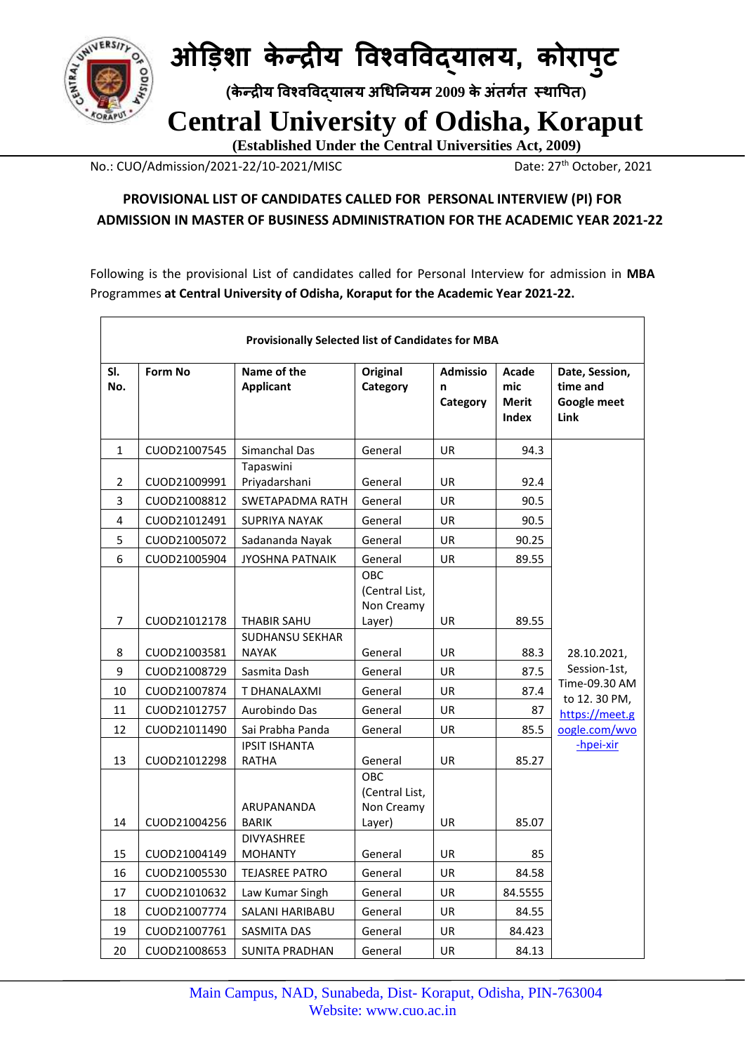# ओड़िशा केन्द्रीय विश्वविद्यालय, कोरापुट

**(केन्द्रीय विश्वविद्यालय अधिनियम 2009 के अंतर्गत स्थापित)**

# Central University of Odisha, Koraput

**(Established Under the Central Universities Act, 2009)**

No.: CUO/Admission/2021-22/10-2021/MISC

Date: 27th October, 2021

**PROVISIONAL LIST OF CANDIDATES CALLED FOR PERSONAL INTERVIEW (PI) FOR ADMISSION IN MASTER OF BUSINESS ADMINISTRATION FOR THE ACADEMIC YEAR 2021-22**

Following is the provisional List of candidates called for Personal Interview for admission in **MBA** Programmes **at Central University of Odisha, Koraput for the Academic Year 2021-22.**

**Provisionally Selected list of Candidates for MBA**

| Sl. No. | Form No | Name of the Applicant | Original Category | Admission Category | Academic Merit Index | Date, Session, time and Google meet Link |
|---|---|---|---|---|---|---|
| 1 | CUOD21007545 | Simanchal Das | General | UR | 94.3 | 28.10.2021, Session-1st, Time-09.30 AM to 12. 30 PM, https://meet.google.com/wvo-hpei-xir |
| 2 | CUOD21009991 | Tapaswini Priyadarshani | General | UR | 92.4 | |
| 3 | CUOD21008812 | SWETAPADMA RATH | General | UR | 90.5 | |
| 4 | CUOD21012491 | SUPRIYA NAYAK | General | UR | 90.5 | |
| 5 | CUOD21005072 | Sadananda Nayak | General | UR | 90.25 | |
| 6 | CUOD21005904 | JYOSHNA PATNAIK | General | UR | 89.55 | |
| 7 | CUOD21012178 | THABIR SAHU | OBC (Central List, Non Creamy Layer) | UR | 89.55 | |
| 8 | CUOD21003581 | SUDHANSU SEKHAR NAYAK | General | UR | 88.3 | |
| 9 | CUOD21008729 | Sasmita Dash | General | UR | 87.5 | |
| 10 | CUOD21007874 | T DHANALAXMI | General | UR | 87.4 | |
| 11 | CUOD21012757 | Aurobindo Das | General | UR | 87 | |
| 12 | CUOD21011490 | Sai Prabha Panda | General | UR | 85.5 | |
| 13 | CUOD21012298 | IPSIT ISHANTA RATHA | General | UR | 85.27 | |
| 14 | CUOD21004256 | ARUPANANDA BARIK | OBC (Central List, Non Creamy Layer) | UR | 85.07 | |
| 15 | CUOD21004149 | DIVYASHREE MOHANTY | General | UR | 85 | |
| 16 | CUOD21005530 | TEJASREE PATRO | General | UR | 84.58 | |
| 17 | CUOD21010632 | Law Kumar Singh | General | UR | 84.5555 | |
| 18 | CUOD21007774 | SALANI HARIBABU | General | UR | 84.55 | |
| 19 | CUOD21007761 | SASMITA DAS | General | UR | 84.423 | |
| 20 | CUOD21008653 | SUNITA PRADHAN | General | UR | 84.13 | |

Main Campus, NAD, Sunabeda, Dist- Koraput, Odisha, PIN-763004
Website: www.cuo.ac.in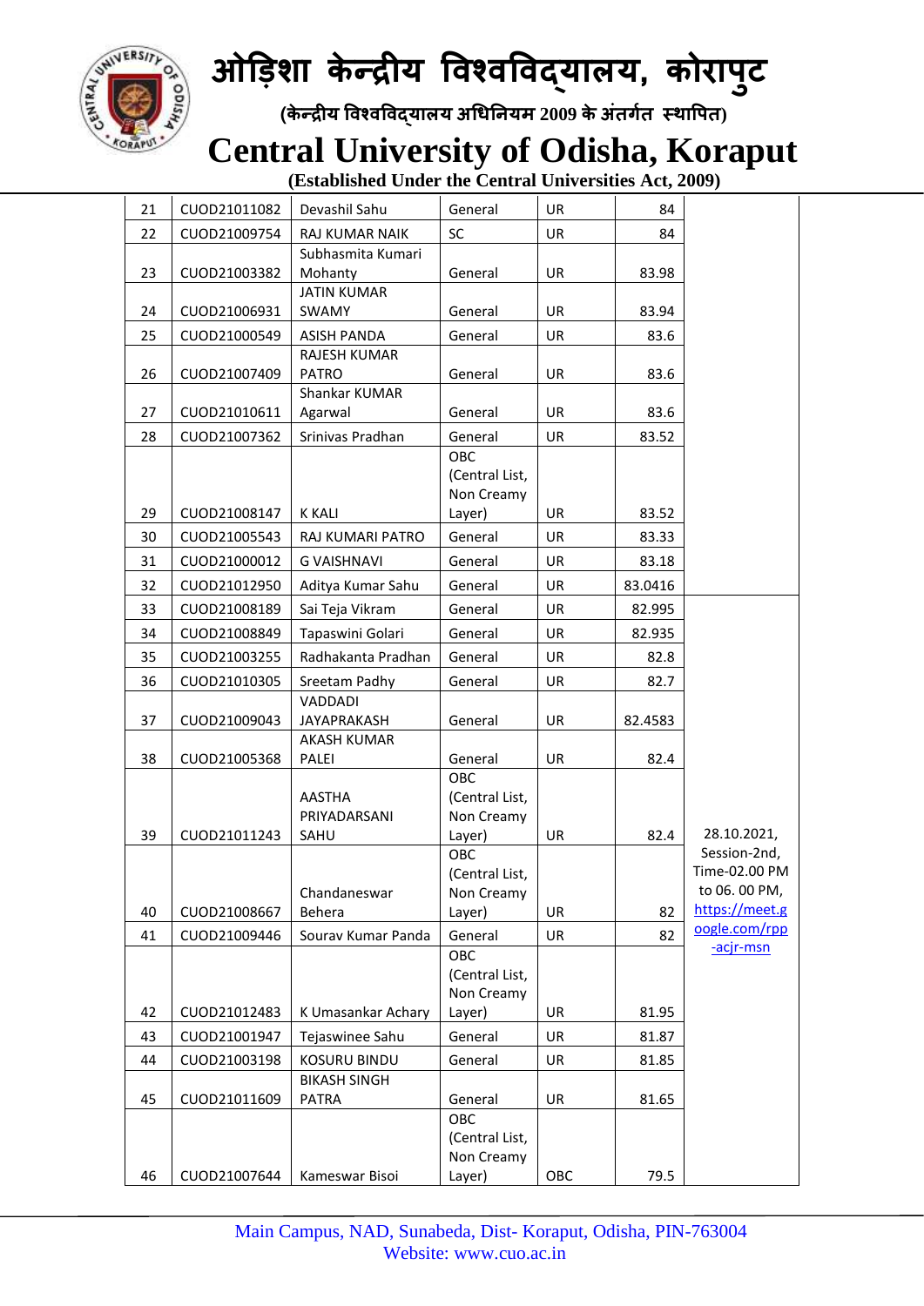# ओड़िशा केन्द्रीय विश्वविद्यालय, कोरापुट

**(केन्द्रीय विश्वविद्यालय अधिनियम 2009 के अंतर्गत स्थापित)**

# Central University of Odisha, Koraput

**(Established Under the Central Universities Act, 2009)**

| | | | | | | |
|---|---|---|---|---|---|---|
| 21 | CUOD21011082 | Devashil Sahu | General | UR | 84 | |
| 22 | CUOD21009754 | RAJ KUMAR NAIK | SC | UR | 84 | |
| 23 | CUOD21003382 | Subhasmita Kumari Mohanty | General | UR | 83.98 | |
| 24 | CUOD21006931 | JATIN KUMAR SWAMY | General | UR | 83.94 | |
| 25 | CUOD21000549 | ASISH PANDA | General | UR | 83.6 | |
| 26 | CUOD21007409 | RAJESH KUMAR PATRO | General | UR | 83.6 | |
| 27 | CUOD21010611 | Shankar KUMAR Agarwal | General | UR | 83.6 | |
| 28 | CUOD21007362 | Srinivas Pradhan | General | UR | 83.52 | |
| 29 | CUOD21008147 | K KALI | OBC (Central List, Non Creamy Layer) | UR | 83.52 | |
| 30 | CUOD21005543 | RAJ KUMARI PATRO | General | UR | 83.33 | |
| 31 | CUOD21000012 | G VAISHNAVI | General | UR | 83.18 | |
| 32 | CUOD21012950 | Aditya Kumar Sahu | General | UR | 83.0416 | |
| 33 | CUOD21008189 | Sai Teja Vikram | General | UR | 82.995 | 28.10.2021, Session-2nd, Time-02.00 PM to 06. 00 PM, https://meet.google.com/rpp-acjr-msn |
| 34 | CUOD21008849 | Tapaswini Golari | General | UR | 82.935 | |
| 35 | CUOD21003255 | Radhakanta Pradhan | General | UR | 82.8 | |
| 36 | CUOD21010305 | Sreetam Padhy | General | UR | 82.7 | |
| 37 | CUOD21009043 | VADDADI JAYAPRAKASH | General | UR | 82.4583 | |
| 38 | CUOD21005368 | AKASH KUMAR PALEI | General | UR | 82.4 | |
| 39 | CUOD21011243 | AASTHA PRIYADARSANI SAHU | OBC (Central List, Non Creamy Layer) | UR | 82.4 | |
| 40 | CUOD21008667 | Chandaneswar Behera | OBC (Central List, Non Creamy Layer) | UR | 82 | |
| 41 | CUOD21009446 | Sourav Kumar Panda | General | UR | 82 | |
| 42 | CUOD21012483 | K Umasankar Achary | OBC (Central List, Non Creamy Layer) | UR | 81.95 | |
| 43 | CUOD21001947 | Tejaswinee Sahu | General | UR | 81.87 | |
| 44 | CUOD21003198 | KOSURU BINDU | General | UR | 81.85 | |
| 45 | CUOD21011609 | BIKASH SINGH PATRA | General | UR | 81.65 | |
| 46 | CUOD21007644 | Kameswar Bisoi | OBC (Central List, Non Creamy Layer) | OBC | 79.5 | |

Main Campus, NAD, Sunabeda, Dist- Koraput, Odisha, PIN-763004
Website: www.cuo.ac.in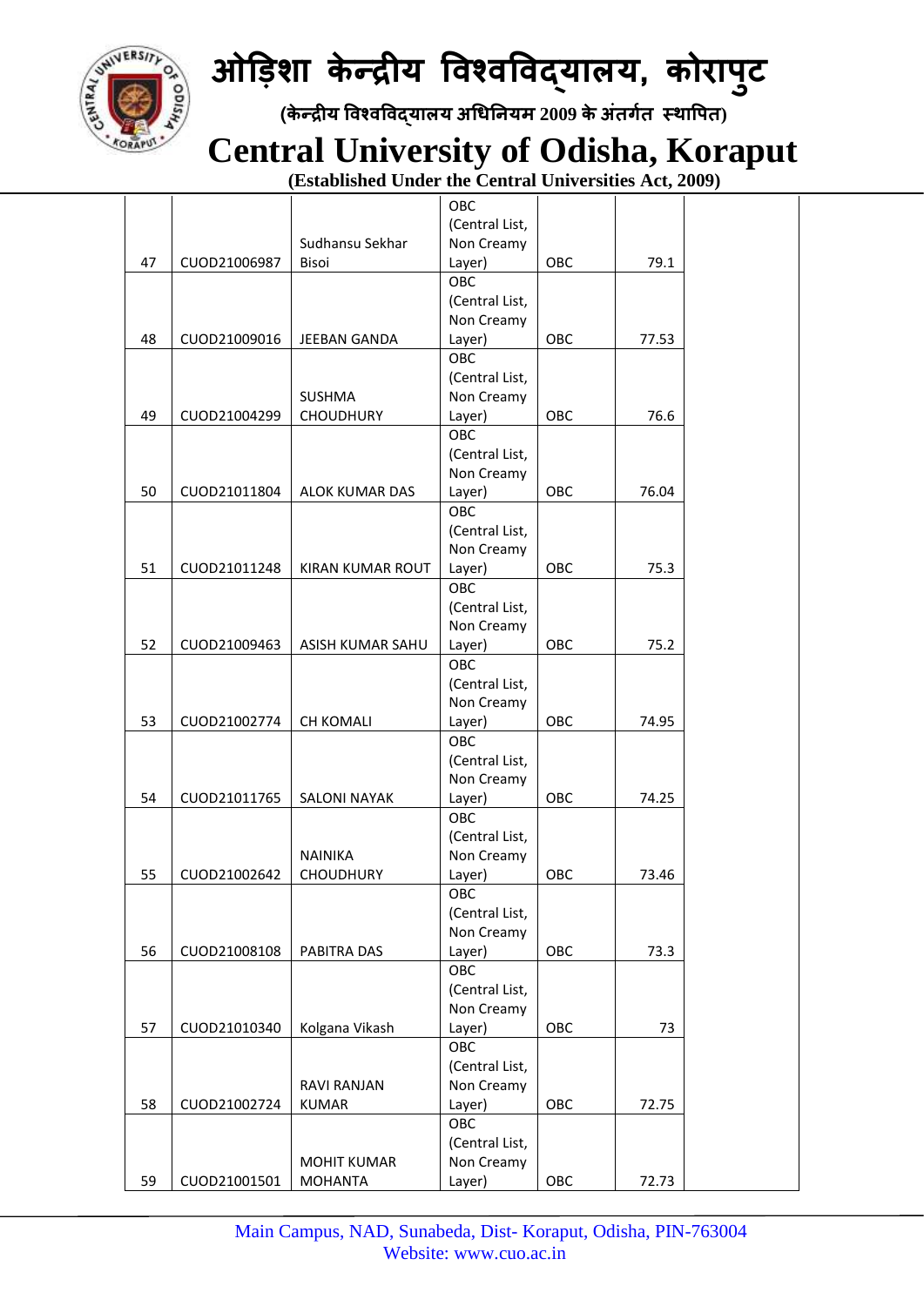| 47 | CUOD21006987 | Sudhansu Sekhar Bisoi | OBC (Central List, Non Creamy Layer) | OBC | 79.1 | |
|---|---|---|---|---|---|---|
| 48 | CUOD21009016 | JEEBAN GANDA | OBC (Central List, Non Creamy Layer) | OBC | 77.53 | |
| 49 | CUOD21004299 | SUSHMA CHOUDHURY | OBC (Central List, Non Creamy Layer) | OBC | 76.6 | |
| 50 | CUOD21011804 | ALOK KUMAR DAS | OBC (Central List, Non Creamy Layer) | OBC | 76.04 | |
| 51 | CUOD21011248 | KIRAN KUMAR ROUT | OBC (Central List, Non Creamy Layer) | OBC | 75.3 | |
| 52 | CUOD21009463 | ASISH KUMAR SAHU | OBC (Central List, Non Creamy Layer) | OBC | 75.2 | |
| 53 | CUOD21002774 | CH KOMALI | OBC (Central List, Non Creamy Layer) | OBC | 74.95 | |
| 54 | CUOD21011765 | SALONI NAYAK | OBC (Central List, Non Creamy Layer) | OBC | 74.25 | |
| 55 | CUOD21002642 | NAINIKA CHOUDHURY | OBC (Central List, Non Creamy Layer) | OBC | 73.46 | |
| 56 | CUOD21008108 | PABITRA DAS | OBC (Central List, Non Creamy Layer) | OBC | 73.3 | |
| 57 | CUOD21010340 | Kolgana Vikash | OBC (Central List, Non Creamy Layer) | OBC | 73 | |
| 58 | CUOD21002724 | RAVI RANJAN KUMAR | OBC (Central List, Non Creamy Layer) | OBC | 72.75 | |
| 59 | CUOD21001501 | MOHIT KUMAR MOHANTA | OBC (Central List, Non Creamy Layer) | OBC | 72.73 | |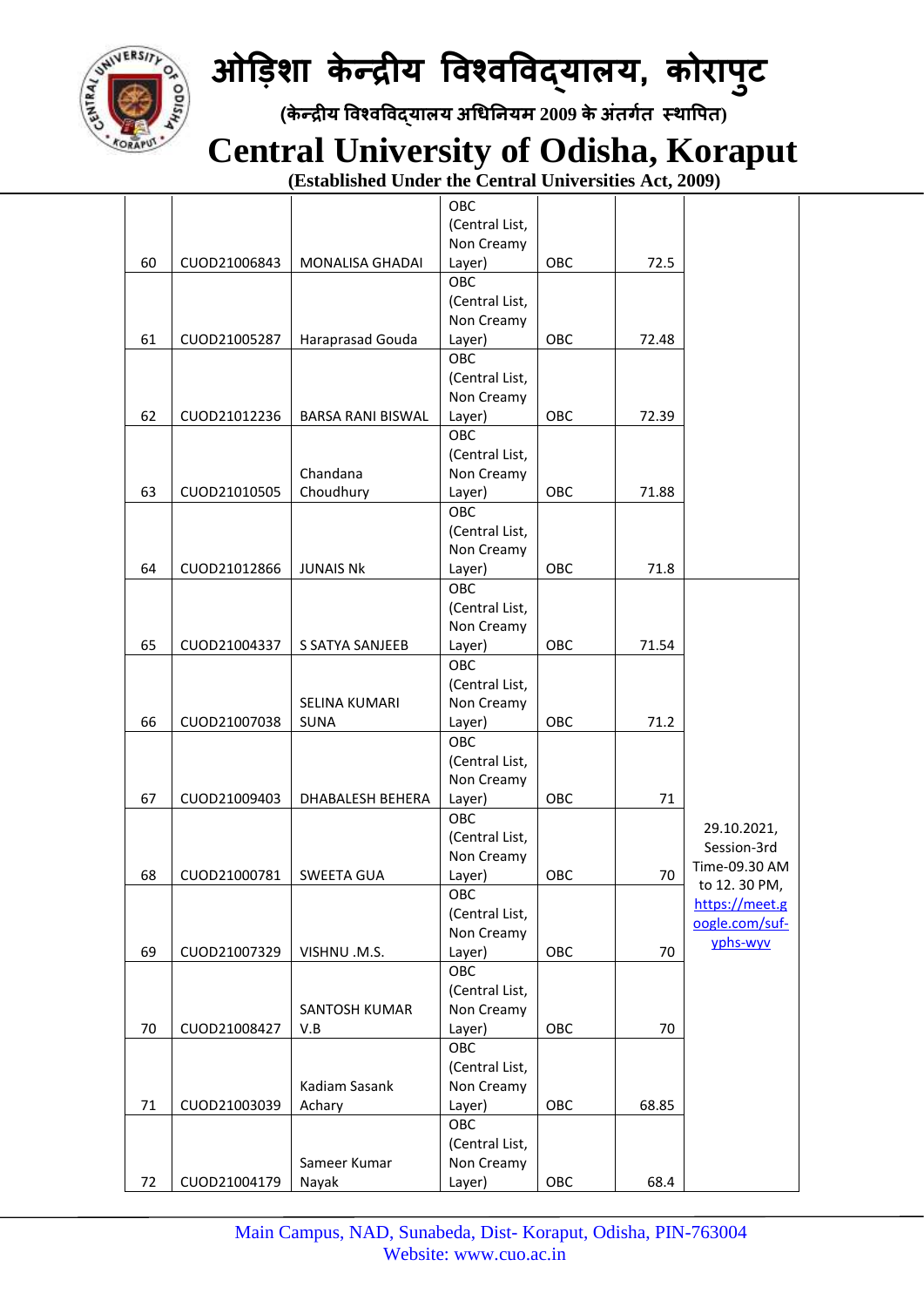# ओड़िशा केन्द्रीय विश्वविद्यालय, कोरापुट

**(केन्द्रीय विश्वविद्यालय अधिनियम 2009 के अंतर्गत स्थापित)**

# Central University of Odisha, Koraput

**(Established Under the Central Universities Act, 2009)**

| | | | | | | |
|---|---|---|---|---|---|---|
| 60 | CUOD21006843 | MONALISA GHADAI | OBC (Central List, Non Creamy Layer) | OBC | 72.5 | |
| 61 | CUOD21005287 | Haraprasad Gouda | OBC (Central List, Non Creamy Layer) | OBC | 72.48 | |
| 62 | CUOD21012236 | BARSA RANI BISWAL | OBC (Central List, Non Creamy Layer) | OBC | 72.39 | |
| 63 | CUOD21010505 | Chandana Choudhury | OBC (Central List, Non Creamy Layer) | OBC | 71.88 | |
| 64 | CUOD21012866 | JUNAIS Nk | OBC (Central List, Non Creamy Layer) | OBC | 71.8 | |
| 65 | CUOD21004337 | S SATYA SANJEEB | OBC (Central List, Non Creamy Layer) | OBC | 71.54 | 29.10.2021, Session-3rd Time-09.30 AM to 12. 30 PM, https://meet.google.com/suf-yphs-wyv |
| 66 | CUOD21007038 | SELINA KUMARI SUNA | OBC (Central List, Non Creamy Layer) | OBC | 71.2 | |
| 67 | CUOD21009403 | DHABALESH BEHERA | OBC (Central List, Non Creamy Layer) | OBC | 71 | |
| 68 | CUOD21000781 | SWEETA GUA | OBC (Central List, Non Creamy Layer) | OBC | 70 | |
| 69 | CUOD21007329 | VISHNU .M.S. | OBC (Central List, Non Creamy Layer) | OBC | 70 | |
| 70 | CUOD21008427 | SANTOSH KUMAR V.B | OBC (Central List, Non Creamy Layer) | OBC | 70 | |
| 71 | CUOD21003039 | Kadiam Sasank Achary | OBC (Central List, Non Creamy Layer) | OBC | 68.85 | |
| 72 | CUOD21004179 | Sameer Kumar Nayak | OBC (Central List, Non Creamy Layer) | OBC | 68.4 | |

Main Campus, NAD, Sunabeda, Dist- Koraput, Odisha, PIN-763004
Website: www.cuo.ac.in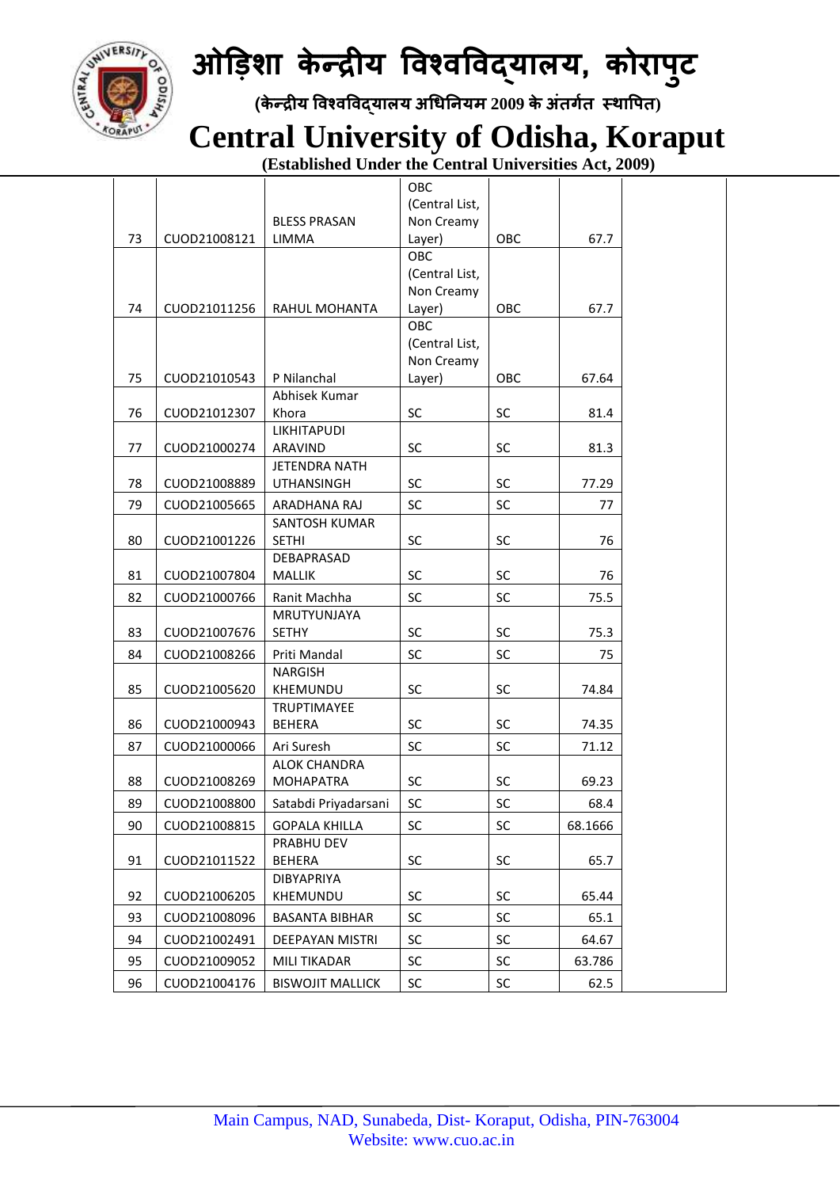| 73 | CUOD21008121 | BLESS PRASAN LIMMA | OBC (Central List, Non Creamy Layer) | OBC | 67.7 | |
|---|---|---|---|---|---|---|
| 74 | CUOD21011256 | RAHUL MOHANTA | OBC (Central List, Non Creamy Layer) | OBC | 67.7 | |
| 75 | CUOD21010543 | P Nilanchal | OBC (Central List, Non Creamy Layer) | OBC | 67.64 | |
| 76 | CUOD21012307 | Abhisek Kumar Khora | SC | SC | 81.4 | |
| 77 | CUOD21000274 | LIKHITAPUDI ARAVIND | SC | SC | 81.3 | |
| 78 | CUOD21008889 | JETENDRA NATH UTHANSINGH | SC | SC | 77.29 | |
| 79 | CUOD21005665 | ARADHANA RAJ | SC | SC | 77 | |
| 80 | CUOD21001226 | SANTOSH KUMAR SETHI | SC | SC | 76 | |
| 81 | CUOD21007804 | DEBAPRASAD MALLIK | SC | SC | 76 | |
| 82 | CUOD21000766 | Ranit Machha | SC | SC | 75.5 | |
| 83 | CUOD21007676 | MRUTYUNJAYA SETHY | SC | SC | 75.3 | |
| 84 | CUOD21008266 | Priti Mandal | SC | SC | 75 | |
| 85 | CUOD21005620 | NARGISH KHEMUNDU | SC | SC | 74.84 | |
| 86 | CUOD21000943 | TRUPTIMAYEE BEHERA | SC | SC | 74.35 | |
| 87 | CUOD21000066 | Ari Suresh | SC | SC | 71.12 | |
| 88 | CUOD21008269 | ALOK CHANDRA MOHAPATRA | SC | SC | 69.23 | |
| 89 | CUOD21008800 | Satabdi Priyadarsani | SC | SC | 68.4 | |
| 90 | CUOD21008815 | GOPALA KHILLA | SC | SC | 68.1666 | |
| 91 | CUOD21011522 | PRABHU DEV BEHERA | SC | SC | 65.7 | |
| 92 | CUOD21006205 | DIBYAPRIYA KHEMUNDU | SC | SC | 65.44 | |
| 93 | CUOD21008096 | BASANTA BIBHAR | SC | SC | 65.1 | |
| 94 | CUOD21002491 | DEEPAYAN MISTRI | SC | SC | 64.67 | |
| 95 | CUOD21009052 | MILI TIKADAR | SC | SC | 63.786 | |
| 96 | CUOD21004176 | BISWOJIT MALLICK | SC | SC | 62.5 | |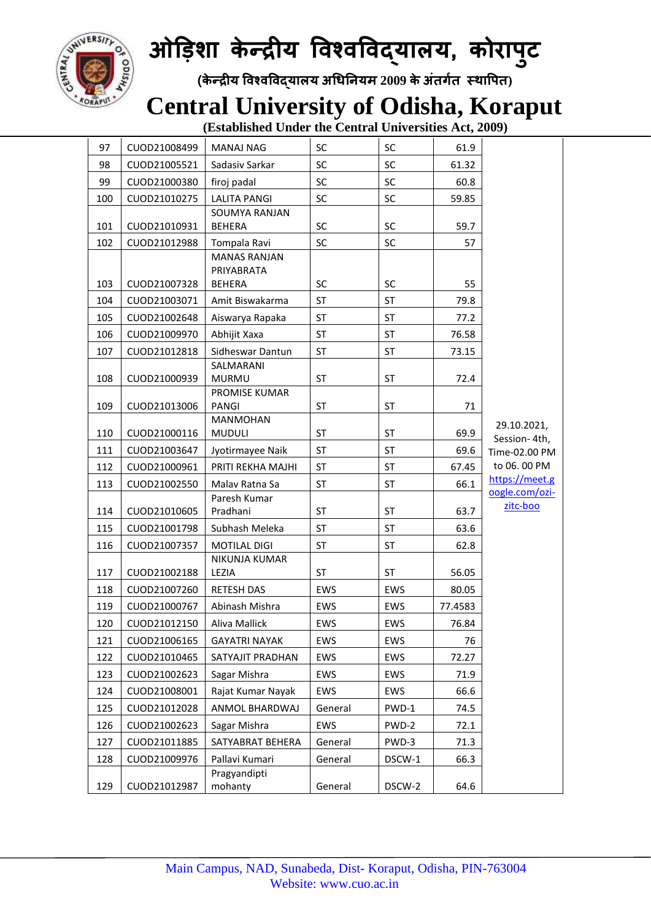# ओड़िशा केन्द्रीय विश्वविद्यालय, कोरापुट

**(केन्द्रीय विश्वविद्यालय अधिनियम 2009 के अंतर्गत स्थापित)**

# Central University of Odisha, Koraput

**(Established Under the Central Universities Act, 2009)**

| | | | | | | |
|---|---|---|---|---|---|---|
| 97 | CUOD21008499 | MANAJ NAG | SC | SC | 61.9 | 29.10.2021, Session- 4th, Time-02.00 PM to 06. 00 PM https://meet.google.com/ozi-zitc-boo |
| 98 | CUOD21005521 | Sadasiv Sarkar | SC | SC | 61.32 | |
| 99 | CUOD21000380 | firoj padal | SC | SC | 60.8 | |
| 100 | CUOD21010275 | LALITA PANGI | SC | SC | 59.85 | |
| 101 | CUOD21010931 | SOUMYA RANJAN BEHERA | SC | SC | 59.7 | |
| 102 | CUOD21012988 | Tompala Ravi | SC | SC | 57 | |
| 103 | CUOD21007328 | MANAS RANJAN PRIYABRATA BEHERA | SC | SC | 55 | |
| 104 | CUOD21003071 | Amit Biswakarma | ST | ST | 79.8 | |
| 105 | CUOD21002648 | Aiswarya Rapaka | ST | ST | 77.2 | |
| 106 | CUOD21009970 | Abhijit Xaxa | ST | ST | 76.58 | |
| 107 | CUOD21012818 | Sidheswar Dantun | ST | ST | 73.15 | |
| 108 | CUOD21000939 | SALMARANI MURMU | ST | ST | 72.4 | |
| 109 | CUOD21013006 | PROMISE KUMAR PANGI | ST | ST | 71 | |
| 110 | CUOD21000116 | MANMOHAN MUDULI | ST | ST | 69.9 | |
| 111 | CUOD21003647 | Jyotirmayee Naik | ST | ST | 69.6 | |
| 112 | CUOD21000961 | PRITI REKHA MAJHI | ST | ST | 67.45 | |
| 113 | CUOD21002550 | Malav Ratna Sa | ST | ST | 66.1 | |
| 114 | CUOD21010605 | Paresh Kumar Pradhani | ST | ST | 63.7 | |
| 115 | CUOD21001798 | Subhash Meleka | ST | ST | 63.6 | |
| 116 | CUOD21007357 | MOTILAL DIGI | ST | ST | 62.8 | |
| 117 | CUOD21002188 | NIKUNJA KUMAR LEZIA | ST | ST | 56.05 | |
| 118 | CUOD21007260 | RETESH DAS | EWS | EWS | 80.05 | |
| 119 | CUOD21000767 | Abinash Mishra | EWS | EWS | 77.4583 | |
| 120 | CUOD21012150 | Aliva Mallick | EWS | EWS | 76.84 | |
| 121 | CUOD21006165 | GAYATRI NAYAK | EWS | EWS | 76 | |
| 122 | CUOD21010465 | SATYAJIT PRADHAN | EWS | EWS | 72.27 | |
| 123 | CUOD21002623 | Sagar Mishra | EWS | EWS | 71.9 | |
| 124 | CUOD21008001 | Rajat Kumar Nayak | EWS | EWS | 66.6 | |
| 125 | CUOD21012028 | ANMOL BHARDWAJ | General | PWD-1 | 74.5 | |
| 126 | CUOD21002623 | Sagar Mishra | EWS | PWD-2 | 72.1 | |
| 127 | CUOD21011885 | SATYABRAT BEHERA | General | PWD-3 | 71.3 | |
| 128 | CUOD21009976 | Pallavi Kumari | General | DSCW-1 | 66.3 | |
| 129 | CUOD21012987 | Pragyandipti mohanty | General | DSCW-2 | 64.6 | |

Main Campus, NAD, Sunabeda, Dist- Koraput, Odisha, PIN-763004
Website: www.cuo.ac.in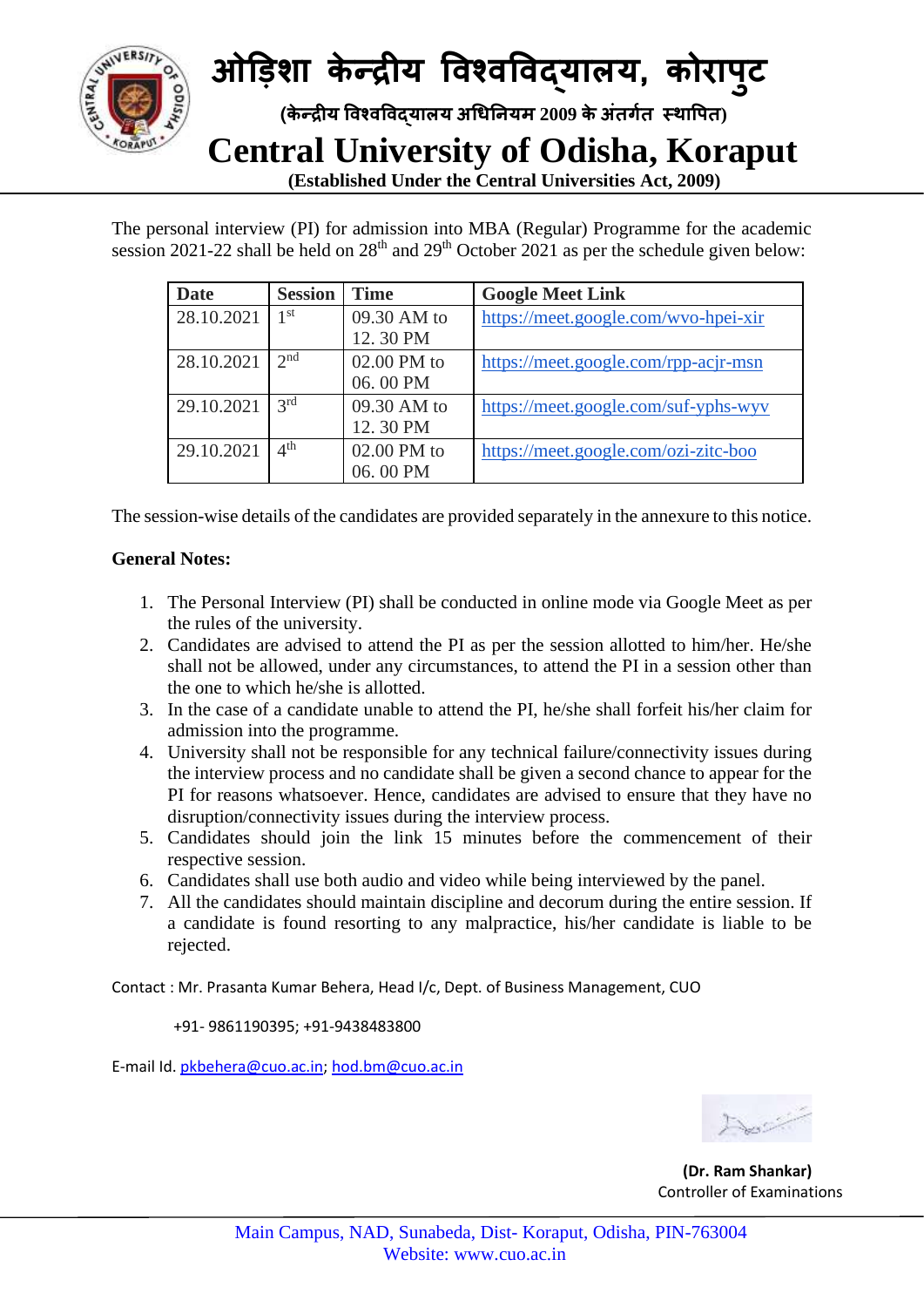# ओड़िशा केन्द्रीय विश्वविद्यालय, कोरापुट

**(केन्द्रीय विश्वविद्यालय अधिनियम 2009 के अंतर्गत स्थापित)**

# Central University of Odisha, Koraput

**(Established Under the Central Universities Act, 2009)**

The personal interview (PI) for admission into MBA (Regular) Programme for the academic session 2021-22 shall be held on 28th and 29th October 2021 as per the schedule given below:

| Date | Session | Time | Google Meet Link |
|---|---|---|---|
| 28.10.2021 | 1st | 09.30 AM to 12. 30 PM | https://meet.google.com/wvo-hpei-xir |
| 28.10.2021 | 2nd | 02.00 PM to 06. 00 PM | https://meet.google.com/rpp-acjr-msn |
| 29.10.2021 | 3rd | 09.30 AM to 12. 30 PM | https://meet.google.com/suf-yphs-wyv |
| 29.10.2021 | 4th | 02.00 PM to 06. 00 PM | https://meet.google.com/ozi-zitc-boo |

The session-wise details of the candidates are provided separately in the annexure to this notice.

**General Notes:**

1. The Personal Interview (PI) shall be conducted in online mode via Google Meet as per the rules of the university.
2. Candidates are advised to attend the PI as per the session allotted to him/her. He/she shall not be allowed, under any circumstances, to attend the PI in a session other than the one to which he/she is allotted.
3. In the case of a candidate unable to attend the PI, he/she shall forfeit his/her claim for admission into the programme.
4. University shall not be responsible for any technical failure/connectivity issues during the interview process and no candidate shall be given a second chance to appear for the PI for reasons whatsoever. Hence, candidates are advised to ensure that they have no disruption/connectivity issues during the interview process.
5. Candidates should join the link 15 minutes before the commencement of their respective session.
6. Candidates shall use both audio and video while being interviewed by the panel.
7. All the candidates should maintain discipline and decorum during the entire session. If a candidate is found resorting to any malpractice, his/her candidate is liable to be rejected.

Contact : Mr. Prasanta Kumar Behera, Head I/c, Dept. of Business Management, CUO

+91- 9861190395; +91-9438483800

E-mail Id. pkbehera@cuo.ac.in; hod.bm@cuo.ac.in

**(Dr. Ram Shankar)**
Controller of Examinations

Main Campus, NAD, Sunabeda, Dist- Koraput, Odisha, PIN-763004
Website: www.cuo.ac.in